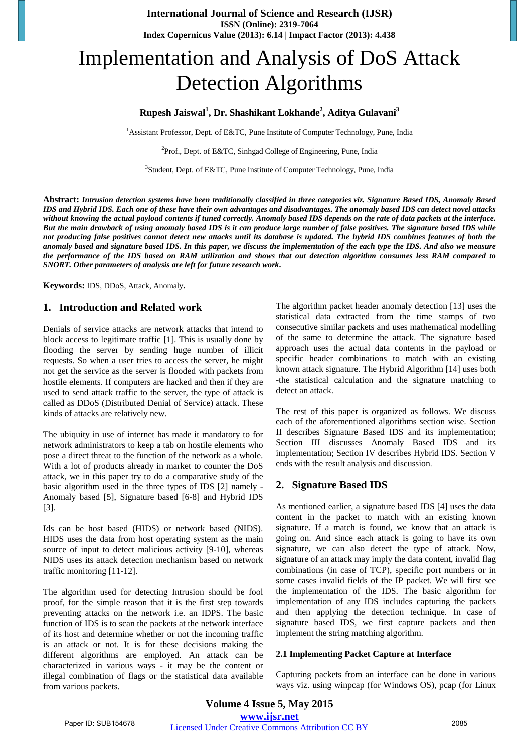# Implementation and Analysis of DoS Attack Detection Algorithms

**Rupesh Jaiswal[1], Dr. Shashikant Lokhande[2], Aditya Gulavani[3]**

[1]Assistant Professor, Dept. of E&TC, Pune Institute of Computer Technology, Pune, India

[2]Prof., Dept. of E&TC, Sinhgad College of Engineering, Pune, India

[3]Student, Dept. of E&TC, Pune Institute of Computer Technology, Pune, India

**Abstract:** ***Intrusion detection systems have been traditionally classified in three categories viz. Signature Based IDS, Anomaly Based IDS and Hybrid IDS. Each one of these have their own advantages and disadvantages. The anomaly based IDS can detect novel attacks without knowing the actual payload contents if tuned correctly. Anomaly based IDS depends on the rate of data packets at the interface. But the main drawback of using anomaly based IDS is it can produce large number of false positives. The signature based IDS while not producing false positives cannot detect new attacks until its database is updated. The hybrid IDS combines features of both the anomaly based and signature based IDS. In this paper, we discuss the implementation of the each type the IDS. And also we measure the performance of the IDS based on RAM utilization and shows that out detection algorithm consumes less RAM compared to SNORT. Other parameters of analysis are left for future research work.***

**Keywords:** IDS, DDoS, Attack, Anomaly**.**

## 1. Introduction and Related work

Denials of service attacks are network attacks that intend to block access to legitimate traffic [1]. This is usually done by flooding the server by sending huge number of illicit requests. So when a user tries to access the server, he might not get the service as the server is flooded with packets from hostile elements. If computers are hacked and then if they are used to send attack traffic to the server, the type of attack is called as DDoS (Distributed Denial of Service) attack. These kinds of attacks are relatively new.

The ubiquity in use of internet has made it mandatory to for network administrators to keep a tab on hostile elements who pose a direct threat to the function of the network as a whole. With a lot of products already in market to counter the DoS attack, we in this paper try to do a comparative study of the basic algorithm used in the three types of IDS [2] namely - Anomaly based [5], Signature based [6-8] and Hybrid IDS [3].

Ids can be host based (HIDS) or network based (NIDS). HIDS uses the data from host operating system as the main source of input to detect malicious activity [9-10], whereas NIDS uses its attack detection mechanism based on network traffic monitoring [11-12].

The algorithm used for detecting Intrusion should be fool proof, for the simple reason that it is the first step towards preventing attacks on the network i.e. an IDPS. The basic function of IDS is to scan the packets at the network interface of its host and determine whether or not the incoming traffic is an attack or not. It is for these decisions making the different algorithms are employed. An attack can be characterized in various ways - it may be the content or illegal combination of flags or the statistical data available from various packets.

The algorithm packet header anomaly detection [13] uses the statistical data extracted from the time stamps of two consecutive similar packets and uses mathematical modelling of the same to determine the attack. The signature based approach uses the actual data contents in the payload or specific header combinations to match with an existing known attack signature. The Hybrid Algorithm [14] uses both -the statistical calculation and the signature matching to detect an attack.

The rest of this paper is organized as follows. We discuss each of the aforementioned algorithms section wise. Section II describes Signature Based IDS and its implementation; Section III discusses Anomaly Based IDS and its implementation; Section IV describes Hybrid IDS. Section V ends with the result analysis and discussion.

## 2. Signature Based IDS

As mentioned earlier, a signature based IDS [4] uses the data content in the packet to match with an existing known signature. If a match is found, we know that an attack is going on. And since each attack is going to have its own signature, we can also detect the type of attack. Now, signature of an attack may imply the data content, invalid flag combinations (in case of TCP), specific port numbers or in some cases invalid fields of the IP packet. We will first see the implementation of the IDS. The basic algorithm for implementation of any IDS includes capturing the packets and then applying the detection technique. In case of signature based IDS, we first capture packets and then implement the string matching algorithm.

### 2.1 Implementing Packet Capture at Interface

Capturing packets from an interface can be done in various ways viz. using winpcap (for Windows OS), pcap (for Linux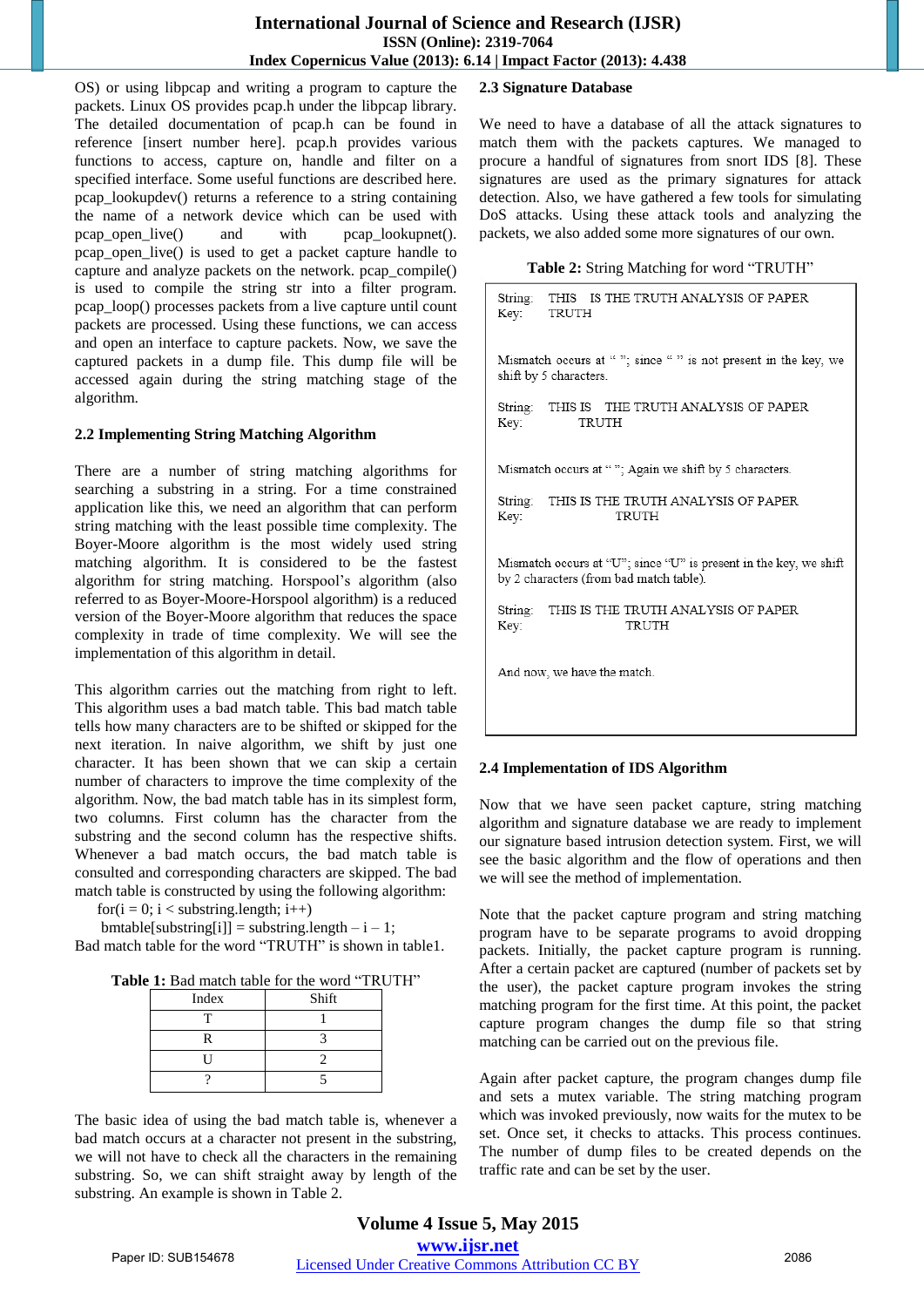OS) or using libpcap and writing a program to capture the packets. Linux OS provides pcap.h under the libpcap library. The detailed documentation of pcap.h can be found in reference [insert number here]. pcap.h provides various functions to access, capture on, handle and filter on a specified interface. Some useful functions are described here. pcap_lookupdev() returns a reference to a string containing the name of a network device which can be used with pcap_open_live() and with pcap_lookupnet(). pcap_open_live() is used to get a packet capture handle to capture and analyze packets on the network. pcap_compile() is used to compile the string str into a filter program. pcap_loop() processes packets from a live capture until count packets are processed. Using these functions, we can access and open an interface to capture packets. Now, we save the captured packets in a dump file. This dump file will be accessed again during the string matching stage of the algorithm.

### 2.2 Implementing String Matching Algorithm

There are a number of string matching algorithms for searching a substring in a string. For a time constrained application like this, we need an algorithm that can perform string matching with the least possible time complexity. The Boyer-Moore algorithm is the most widely used string matching algorithm. It is considered to be the fastest algorithm for string matching. Horspool's algorithm (also referred to as Boyer-Moore-Horspool algorithm) is a reduced version of the Boyer-Moore algorithm that reduces the space complexity in trade of time complexity. We will see the implementation of this algorithm in detail.

This algorithm carries out the matching from right to left. This algorithm uses a bad match table. This bad match table tells how many characters are to be shifted or skipped for the next iteration. In naive algorithm, we shift by just one character. It has been shown that we can skip a certain number of characters to improve the time complexity of the algorithm. Now, the bad match table has in its simplest form, two columns. First column has the character from the substring and the second column has the respective shifts. Whenever a bad match occurs, the bad match table is consulted and corresponding characters are skipped. The bad match table is constructed by using the following algorithm:

```
for(i = 0; i < substring.length; i++)
  bmtable[substring[i]] = substring.length – i – 1;
```

Bad match table for the word "TRUTH" is shown in table1.

**Table 1:** Bad match table for the word "TRUTH"

| Index | Shift |
|---|---|
| T | 1 |
| R | 3 |
| U | 2 |
| ? | 5 |

The basic idea of using the bad match table is, whenever a bad match occurs at a character not present in the substring, we will not have to check all the characters in the remaining substring. So, we can shift straight away by length of the substring. An example is shown in Table 2.

### 2.3 Signature Database

We need to have a database of all the attack signatures to match them with the packets captures. We managed to procure a handful of signatures from snort IDS [8]. These signatures are used as the primary signatures for attack detection. Also, we have gathered a few tools for simulating DoS attacks. Using these attack tools and analyzing the packets, we also added some more signatures of our own.

**Table 2:** String Matching for word "TRUTH"

```
String:  THIS   IS THE TRUTH ANALYSIS OF PAPER
Key:     TRUTH
```

Mismatch occurs at " "; since " " is not present in the key, we shift by 5 characters.

```
String:  THIS IS   THE TRUTH ANALYSIS OF PAPER
Key:          TRUTH
```

Mismatch occurs at " "; Again we shift by 5 characters.

```
String:  THIS IS THE TRUTH ANALYSIS OF PAPER
Key:               TRUTH
```

Mismatch occurs at "U"; since "U" is present in the key, we shift by 2 characters (from bad match table).

```
String:  THIS IS THE TRUTH ANALYSIS OF PAPER
Key:                 TRUTH
```

And now, we have the match.

### 2.4 Implementation of IDS Algorithm

Now that we have seen packet capture, string matching algorithm and signature database we are ready to implement our signature based intrusion detection system. First, we will see the basic algorithm and the flow of operations and then we will see the method of implementation.

Note that the packet capture program and string matching program have to be separate programs to avoid dropping packets. Initially, the packet capture program is running. After a certain packet are captured (number of packets set by the user), the packet capture program invokes the string matching program for the first time. At this point, the packet capture program changes the dump file so that string matching can be carried out on the previous file.

Again after packet capture, the program changes dump file and sets a mutex variable. The string matching program which was invoked previously, now waits for the mutex to be set. Once set, it checks to attacks. This process continues. The number of dump files to be created depends on the traffic rate and can be set by the user.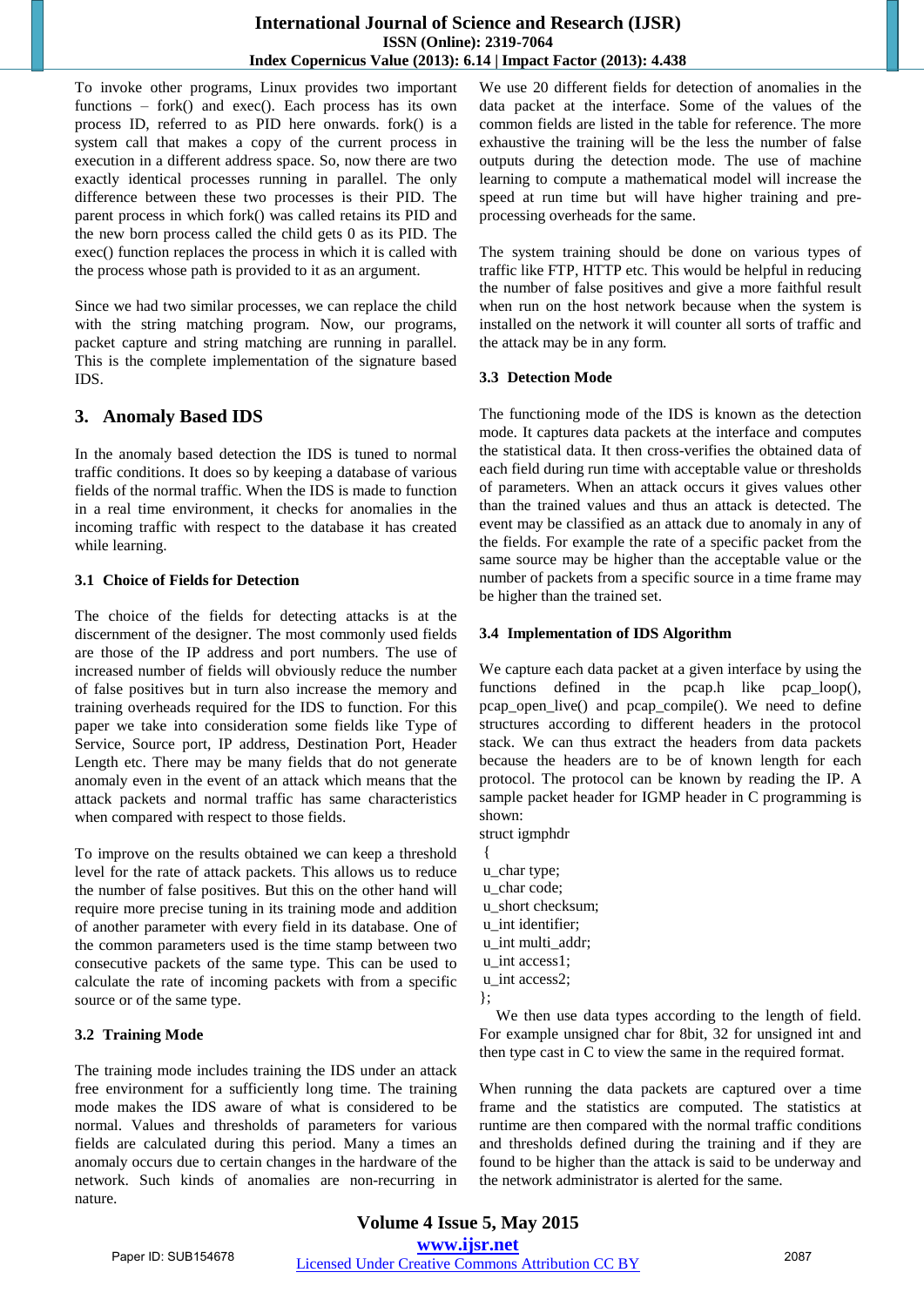To invoke other programs, Linux provides two important functions – fork() and exec(). Each process has its own process ID, referred to as PID here onwards. fork() is a system call that makes a copy of the current process in execution in a different address space. So, now there are two exactly identical processes running in parallel. The only difference between these two processes is their PID. The parent process in which fork() was called retains its PID and the new born process called the child gets 0 as its PID. The exec() function replaces the process in which it is called with the process whose path is provided to it as an argument.

Since we had two similar processes, we can replace the child with the string matching program. Now, our programs, packet capture and string matching are running in parallel. This is the complete implementation of the signature based IDS.

## 3. Anomaly Based IDS

In the anomaly based detection the IDS is tuned to normal traffic conditions. It does so by keeping a database of various fields of the normal traffic. When the IDS is made to function in a real time environment, it checks for anomalies in the incoming traffic with respect to the database it has created while learning.

### 3.1 Choice of Fields for Detection

The choice of the fields for detecting attacks is at the discernment of the designer. The most commonly used fields are those of the IP address and port numbers. The use of increased number of fields will obviously reduce the number of false positives but in turn also increase the memory and training overheads required for the IDS to function. For this paper we take into consideration some fields like Type of Service, Source port, IP address, Destination Port, Header Length etc. There may be many fields that do not generate anomaly even in the event of an attack which means that the attack packets and normal traffic has same characteristics when compared with respect to those fields.

To improve on the results obtained we can keep a threshold level for the rate of attack packets. This allows us to reduce the number of false positives. But this on the other hand will require more precise tuning in its training mode and addition of another parameter with every field in its database. One of the common parameters used is the time stamp between two consecutive packets of the same type. This can be used to calculate the rate of incoming packets with from a specific source or of the same type.

### 3.2 Training Mode

The training mode includes training the IDS under an attack free environment for a sufficiently long time. The training mode makes the IDS aware of what is considered to be normal. Values and thresholds of parameters for various fields are calculated during this period. Many a times an anomaly occurs due to certain changes in the hardware of the network. Such kinds of anomalies are non-recurring in nature.

We use 20 different fields for detection of anomalies in the data packet at the interface. Some of the values of the common fields are listed in the table for reference. The more exhaustive the training will be the less the number of false outputs during the detection mode. The use of machine learning to compute a mathematical model will increase the speed at run time but will have higher training and pre-processing overheads for the same.

The system training should be done on various types of traffic like FTP, HTTP etc. This would be helpful in reducing the number of false positives and give a more faithful result when run on the host network because when the system is installed on the network it will counter all sorts of traffic and the attack may be in any form.

### 3.3 Detection Mode

The functioning mode of the IDS is known as the detection mode. It captures data packets at the interface and computes the statistical data. It then cross-verifies the obtained data of each field during run time with acceptable value or thresholds of parameters. When an attack occurs it gives values other than the trained values and thus an attack is detected. The event may be classified as an attack due to anomaly in any of the fields. For example the rate of a specific packet from the same source may be higher than the acceptable value or the number of packets from a specific source in a time frame may be higher than the trained set.

### 3.4 Implementation of IDS Algorithm

We capture each data packet at a given interface by using the functions defined in the pcap.h like pcap_loop(), pcap_open_live() and pcap_compile(). We need to define structures according to different headers in the protocol stack. We can thus extract the headers from data packets because the headers are to be of known length for each protocol. The protocol can be known by reading the IP. A sample packet header for IGMP header in C programming is shown:

```
struct igmphdr
 {
 u_char type;
 u_char code;
 u_short checksum;
 u_int identifier;
 u_int multi_addr;
 u_int access1;
 u_int access2;
};
```

We then use data types according to the length of field. For example unsigned char for 8bit, 32 for unsigned int and then type cast in C to view the same in the required format.

When running the data packets are captured over a time frame and the statistics are computed. The statistics at runtime are then compared with the normal traffic conditions and thresholds defined during the training and if they are found to be higher than the attack is said to be underway and the network administrator is alerted for the same.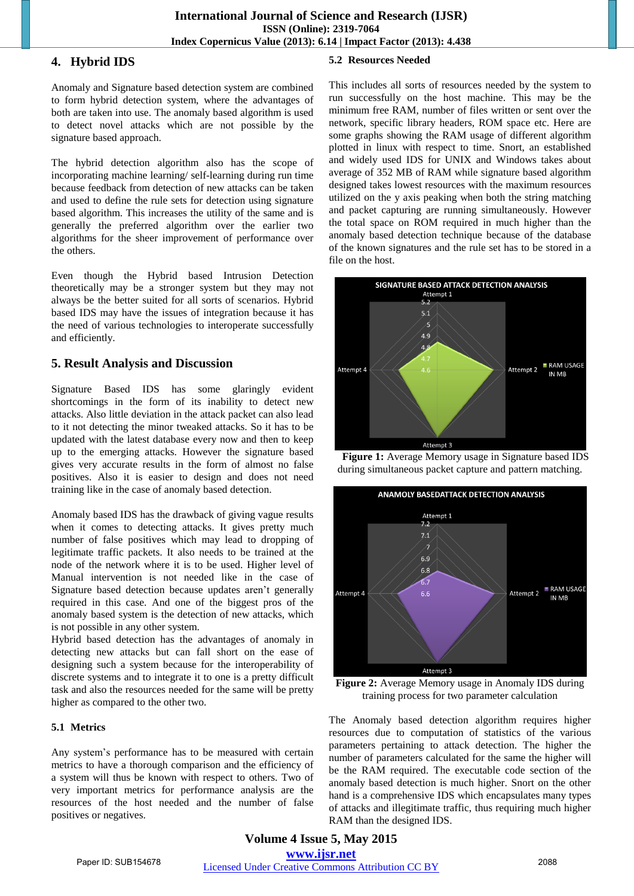## 4. Hybrid IDS

Anomaly and Signature based detection system are combined to form hybrid detection system, where the advantages of both are taken into use. The anomaly based algorithm is used to detect novel attacks which are not possible by the signature based approach.

The hybrid detection algorithm also has the scope of incorporating machine learning/ self-learning during run time because feedback from detection of new attacks can be taken and used to define the rule sets for detection using signature based algorithm. This increases the utility of the same and is generally the preferred algorithm over the earlier two algorithms for the sheer improvement of performance over the others.

Even though the Hybrid based Intrusion Detection theoretically may be a stronger system but they may not always be the better suited for all sorts of scenarios. Hybrid based IDS may have the issues of integration because it has the need of various technologies to interoperate successfully and efficiently.

## 5. Result Analysis and Discussion

Signature Based IDS has some glaringly evident shortcomings in the form of its inability to detect new attacks. Also little deviation in the attack packet can also lead to it not detecting the minor tweaked attacks. So it has to be updated with the latest database every now and then to keep up to the emerging attacks. However the signature based gives very accurate results in the form of almost no false positives. Also it is easier to design and does not need training like in the case of anomaly based detection.

Anomaly based IDS has the drawback of giving vague results when it comes to detecting attacks. It gives pretty much number of false positives which may lead to dropping of legitimate traffic packets. It also needs to be trained at the node of the network where it is to be used. Higher level of Manual intervention is not needed like in the case of Signature based detection because updates aren't generally required in this case. And one of the biggest pros of the anomaly based system is the detection of new attacks, which is not possible in any other system.

Hybrid based detection has the advantages of anomaly in detecting new attacks but can fall short on the ease of designing such a system because for the interoperability of discrete systems and to integrate it to one is a pretty difficult task and also the resources needed for the same will be pretty higher as compared to the other two.

### 5.1 Metrics

Any system's performance has to be measured with certain metrics to have a thorough comparison and the efficiency of a system will thus be known with respect to others. Two of very important metrics for performance analysis are the resources of the host needed and the number of false positives or negatives.

### 5.2 Resources Needed

This includes all sorts of resources needed by the system to run successfully on the host machine. This may be the minimum free RAM, number of files written or sent over the network, specific library headers, ROM space etc. Here are some graphs showing the RAM usage of different algorithm plotted in linux with respect to time. Snort, an established and widely used IDS for UNIX and Windows takes about average of 352 MB of RAM while signature based algorithm designed takes lowest resources with the maximum resources utilized on the y axis peaking when both the string matching and packet capturing are running simultaneously. However the total space on ROM required in much higher than the anomaly based detection technique because of the database of the known signatures and the rule set has to be stored in a file on the host.

SIGNATURE BASED ATTACK DETECTION ANALYSIS

Attempt 1
5.2
5.1
5
4.9
4.8
4.7
4.6
Attempt 4
Attempt 2
Attempt 3
RAM USAGE IN MB

**Figure 1:** Average Memory usage in Signature based IDS during simultaneous packet capture and pattern matching.

ANAMOLY BASEDATTACK DETECTION ANALYSIS

Attempt 1
7.2
7.1
7
6.9
6.8
6.7
6.6
Attempt 4
Attempt 2
Attempt 3
RAM USAGE IN MB

**Figure 2:** Average Memory usage in Anomaly IDS during training process for two parameter calculation

The Anomaly based detection algorithm requires higher resources due to computation of statistics of the various parameters pertaining to attack detection. The higher the number of parameters calculated for the same the higher will be the RAM required. The executable code section of the anomaly based detection is much higher. Snort on the other hand is a comprehensive IDS which encapsulates many types of attacks and illegitimate traffic, thus requiring much higher RAM than the designed IDS.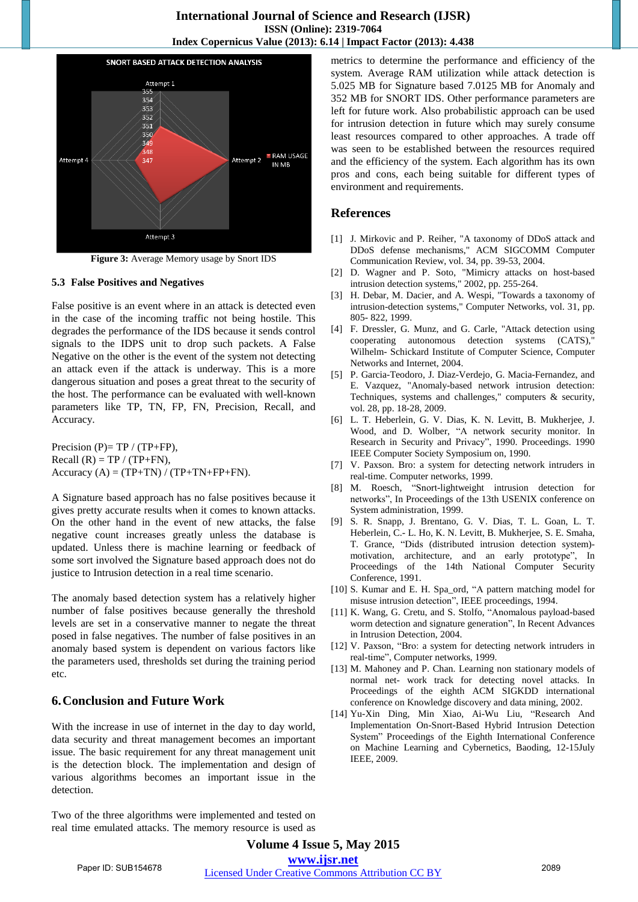SNORT BASED ATTACK DETECTION ANALYSIS

Attempt 1

355
354
353
352
351
350
349
348
347

Attempt 2

Attempt 3

Attempt 4

RAM USAGE IN MB

**Figure 3:** Average Memory usage by Snort IDS

### 5.3 False Positives and Negatives

False positive is an event where in an attack is detected even in the case of the incoming traffic not being hostile. This degrades the performance of the IDS because it sends control signals to the IDPS unit to drop such packets. A False Negative on the other is the event of the system not detecting an attack even if the attack is underway. This is a more dangerous situation and poses a great threat to the security of the host. The performance can be evaluated with well-known parameters like TP, TN, FP, FN, Precision, Recall, and Accuracy.

Precision (P)= TP / (TP+FP),
Recall (R) = TP / (TP+FN),
Accuracy (A) = (TP+TN) / (TP+TN+FP+FN).

A Signature based approach has no false positives because it gives pretty accurate results when it comes to known attacks. On the other hand in the event of new attacks, the false negative count increases greatly unless the database is updated. Unless there is machine learning or feedback of some sort involved the Signature based approach does not do justice to Intrusion detection in a real time scenario.

The anomaly based detection system has a relatively higher number of false positives because generally the threshold levels are set in a conservative manner to negate the threat posed in false negatives. The number of false positives in an anomaly based system is dependent on various factors like the parameters used, thresholds set during the training period etc.

## 6. Conclusion and Future Work

With the increase in use of internet in the day to day world, data security and threat management becomes an important issue. The basic requirement for any threat management unit is the detection block. The implementation and design of various algorithms becomes an important issue in the detection.

Two of the three algorithms were implemented and tested on real time emulated attacks. The memory resource is used as metrics to determine the performance and efficiency of the system. Average RAM utilization while attack detection is 5.025 MB for Signature based 7.0125 MB for Anomaly and 352 MB for SNORT IDS. Other performance parameters are left for future work. Also probabilistic approach can be used for intrusion detection in future which may surely consume least resources compared to other approaches. A trade off was seen to be established between the resources required and the efficiency of the system. Each algorithm has its own pros and cons, each being suitable for different types of environment and requirements.

## References

[1] J. Mirkovic and P. Reiher, "A taxonomy of DDoS attack and DDoS defense mechanisms," ACM SIGCOMM Computer Communication Review, vol. 34, pp. 39-53, 2004.

[2] D. Wagner and P. Soto, "Mimicry attacks on host-based intrusion detection systems," 2002, pp. 255-264.

[3] H. Debar, M. Dacier, and A. Wespi, "Towards a taxonomy of intrusion-detection systems," Computer Networks, vol. 31, pp. 805- 822, 1999.

[4] F. Dressler, G. Munz, and G. Carle, "Attack detection using cooperating autonomous detection systems (CATS)," Wilhelm- Schickard Institute of Computer Science, Computer Networks and Internet, 2004.

[5] P. Garcia-Teodoro, J. Diaz-Verdejo, G. Macia-Fernandez, and E. Vazquez, "Anomaly-based network intrusion detection: Techniques, systems and challenges," computers & security, vol. 28, pp. 18-28, 2009.

[6] L. T. Heberlein, G. V. Dias, K. N. Levitt, B. Mukherjee, J. Wood, and D. Wolber, "A network security monitor. In Research in Security and Privacy", 1990. Proceedings. 1990 IEEE Computer Society Symposium on, 1990.

[7] V. Paxson. Bro: a system for detecting network intruders in real-time. Computer networks, 1999.

[8] M. Roesch, "Snort-lightweight intrusion detection for networks", In Proceedings of the 13th USENIX conference on System administration, 1999.

[9] S. R. Snapp, J. Brentano, G. V. Dias, T. L. Goan, L. T. Heberlein, C.- L. Ho, K. N. Levitt, B. Mukherjee, S. E. Smaha, T. Grance, "Dids (distributed intrusion detection system)- motivation, architecture, and an early prototype", In Proceedings of the 14th National Computer Security Conference, 1991.

[10] S. Kumar and E. H. Spa_ord, "A pattern matching model for misuse intrusion detection", IEEE proceedings, 1994.

[11] K. Wang, G. Cretu, and S. Stolfo, "Anomalous payload-based worm detection and signature generation", In Recent Advances in Intrusion Detection, 2004.

[12] V. Paxson, "Bro: a system for detecting network intruders in real-time", Computer networks, 1999.

[13] M. Mahoney and P. Chan. Learning non stationary models of normal net- work track for detecting novel attacks. In Proceedings of the eighth ACM SIGKDD international conference on Knowledge discovery and data mining, 2002.

[14] Yu-Xin Ding, Min Xiao, Ai-Wu Liu, "Research And Implementation On-Snort-Based Hybrid Intrusion Detection System" Proceedings of the Eighth International Conference on Machine Learning and Cybernetics, Baoding, 12-15July IEEE, 2009.